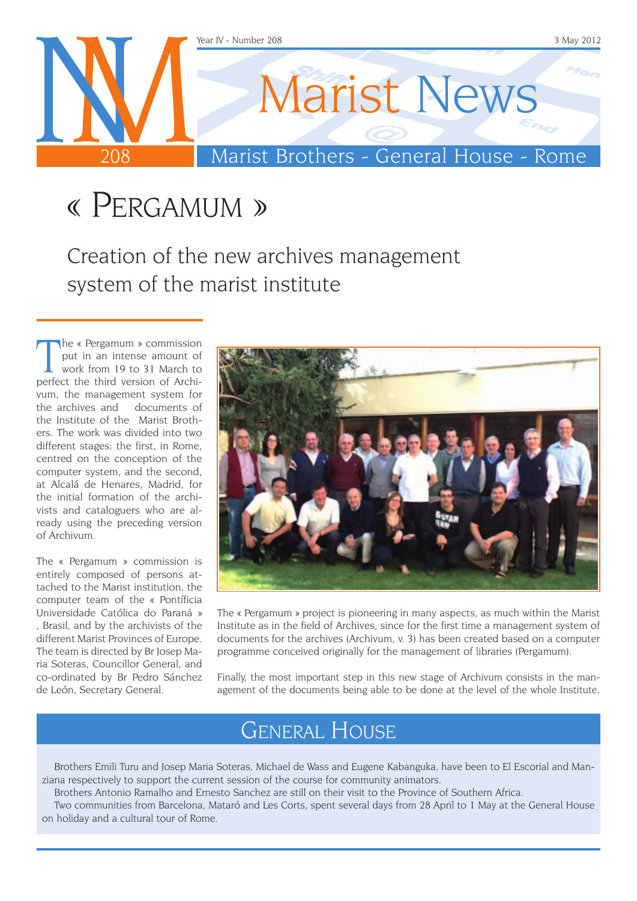Year IV - Number 208 — 3 May 2012

# Marist News

Marist Brothers - General House - Rome

# « Pergamum »

## Creation of the new archives management system of the marist institute

The « Pergamum » commission put in an intense amount of work from 19 to 31 March to perfect the third version of Archivum, the management system for the archives and documents of the Institute of the Marist Brothers. The work was divided into two different stages: the first, in Rome, centred on the conception of the computer system, and the second, at Alcalá de Henares, Madrid, for the initial formation of the archivists and cataloguers who are already using the preceding version of Archivum.

The « Pergamum » commission is entirely composed of persons attached to the Marist institution, the computer team of the « Pontíficia Universidade Católica do Paraná » , Brasil, and by the archivists of the different Marist Provinces of Europe. The team is directed by Br Josep Maria Soteras, Councillor General, and co-ordinated by Br Pedro Sánchez de León, Secretary General.

The « Pergamum » project is pioneering in many aspects, as much within the Marist Institute as in the field of Archives, since for the first time a management system of documents for the archives (Archivum, v. 3) has been created based on a computer programme conceived originally for the management of libraries (Pergamum).

Finally, the most important step in this new stage of Archivum consists in the management of the documents being able to be done at the level of the whole Institute,

## General House

Brothers Emili Turu and Josep Maria Soteras, Michael de Wass and Eugene Kabanguka, have been to El Escorial and Manziana respectively to support the current session of the course for community animators.

Brothers Antonio Ramalho and Ernesto Sanchez are still on their visit to the Province of Southern Africa.

Two communities from Barcelona, Mataró and Les Corts, spent several days from 28 April to 1 May at the General House on holiday and a cultural tour of Rome.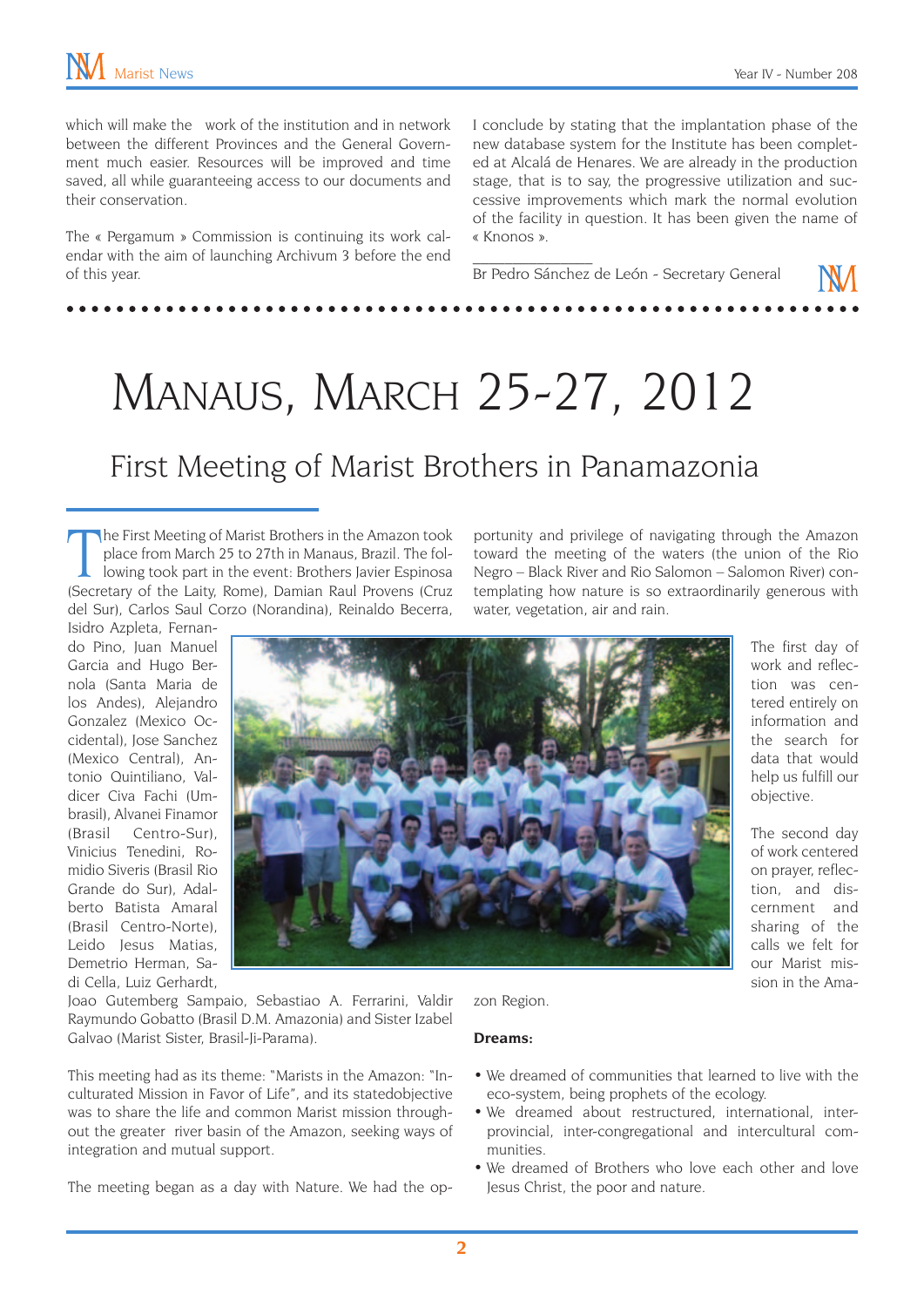which will make the work of the institution and in network between the different Provinces and the General Government much easier. Resources will be improved and time saved, all while guaranteeing access to our documents and their conservation.

The « Pergamum » Commission is continuing its work calendar with the aim of launching Archivum 3 before the end of this year.

I conclude by stating that the implantation phase of the new database system for the Institute has been completed at Alcalá de Henares. We are already in the production stage, that is to say, the progressive utilization and successive improvements which mark the normal evolution of the facility in question. It has been given the name of « Knonos ».

_______________

Br Pedro Sánchez de León - Secretary General

# Manaus, March 25-27, 2012

## First Meeting of Marist Brothers in Panamazonia

The First Meeting of Marist Brothers in the Amazon took place from March 25 to 27th in Manaus, Brazil. The following took part in the event: Brothers Javier Espinosa (Secretary of the Laity, Rome), Damian Raul Provens (Cruz del Sur), Carlos Saul Corzo (Norandina), Reinaldo Becerra, Isidro Azpleta, Fernando Pino, Juan Manuel Garcia and Hugo Bernola (Santa Maria de los Andes), Alejandro Gonzalez (Mexico Occidental), Jose Sanchez (Mexico Central), Antonio Quintiliano, Valdicer Civa Fachi (Umbrasil), Alvanei Finamor (Brasil Centro-Sur), Vinicius Tenedini, Romidio Siveris (Brasil Rio Grande do Sur), Adalberto Batista Amaral (Brasil Centro-Norte), Leido Jesus Matias, Demetrio Herman, Sadi Cella, Luiz Gerhardt, Joao Gutemberg Sampaio, Sebastiao A. Ferrarini, Valdir Raymundo Gobatto (Brasil D.M. Amazonia) and Sister Izabel Galvao (Marist Sister, Brasil-Ji-Parama).

This meeting had as its theme: "Marists in the Amazon: "Inculturated Mission in Favor of Life", and its statedobjective was to share the life and common Marist mission throughout the greater river basin of the Amazon, seeking ways of integration and mutual support.

The meeting began as a day with Nature. We had the opportunity and privilege of navigating through the Amazon toward the meeting of the waters (the union of the Rio Negro – Black River and Rio Salomon – Salomon River) contemplating how nature is so extraordinarily generous with water, vegetation, air and rain.

The first day of work and reflection was centered entirely on information and the search for data that would help us fulfill our objective.

The second day of work centered on prayer, reflection, and discernment and sharing of the calls we felt for our Marist mission in the Amazon Region.

**Dreams:**

- We dreamed of communities that learned to live with the eco-system, being prophets of the ecology.
- We dreamed about restructured, international, interprovincial, inter-congregational and intercultural communities.
- We dreamed of Brothers who love each other and love Jesus Christ, the poor and nature.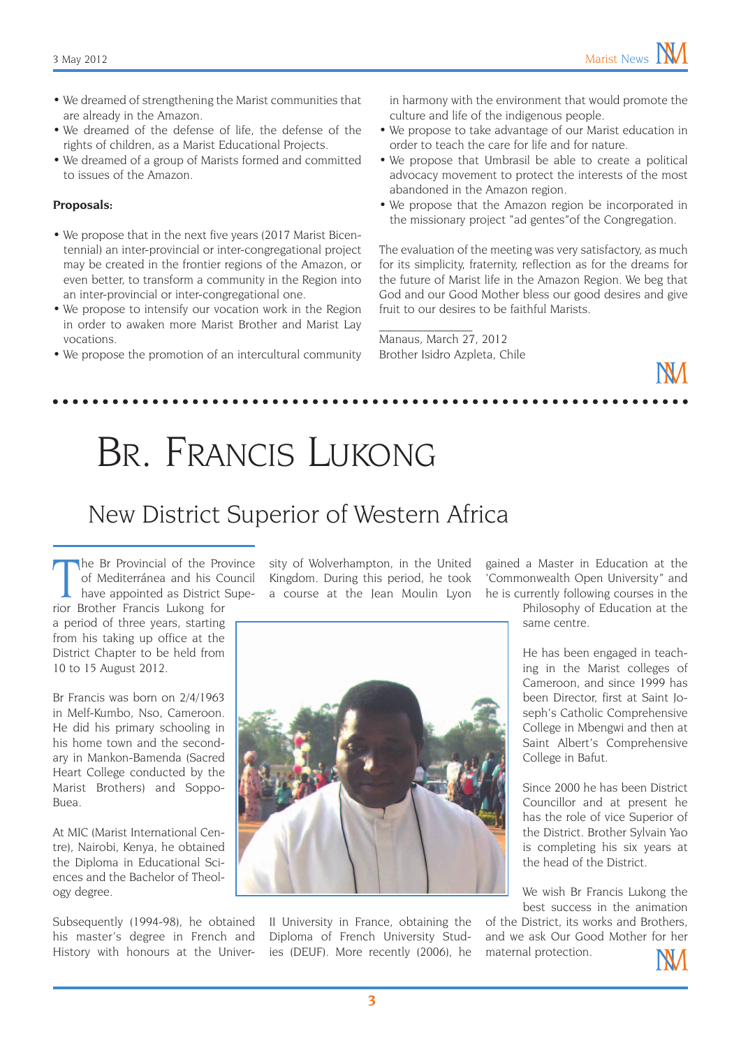- We dreamed of strengthening the Marist communities that are already in the Amazon.
- We dreamed of the defense of life, the defense of the rights of children, as a Marist Educational Projects.
- We dreamed of a group of Marists formed and committed to issues of the Amazon.

**Proposals:**

- We propose that in the next five years (2017 Marist Bicentennial) an inter-provincial or inter-congregational project may be created in the frontier regions of the Amazon, or even better, to transform a community in the Region into an inter-provincial or inter-congregational one.
- We propose to intensify our vocation work in the Region in order to awaken more Marist Brother and Marist Lay vocations.
- We propose the promotion of an intercultural community in harmony with the environment that would promote the culture and life of the indigenous people.
- We propose to take advantage of our Marist education in order to teach the care for life and for nature.
- We propose that Umbrasil be able to create a political advocacy movement to protect the interests of the most abandoned in the Amazon region.
- We propose that the Amazon region be incorporated in the missionary project "ad gentes"of the Congregation.

The evaluation of the meeting was very satisfactory, as much for its simplicity, fraternity, reflection as for the dreams for the future of Marist life in the Amazon Region. We beg that God and our Good Mother bless our good desires and give fruit to our desires to be faithful Marists.

_______________

Manaus, March 27, 2012
Brother Isidro Azpleta, Chile

# Br. Francis Lukong

## New District Superior of Western Africa

The Br Provincial of the Province of Mediterránea and his Council have appointed as District Superior Brother Francis Lukong for a period of three years, starting from his taking up office at the District Chapter to be held from 10 to 15 August 2012.

Br Francis was born on 2/4/1963 in Melf-Kumbo, Nso, Cameroon. He did his primary schooling in his home town and the secondary in Mankon-Bamenda (Sacred Heart College conducted by the Marist Brothers) and Soppo-Buea.

At MIC (Marist International Centre), Nairobi, Kenya, he obtained the Diploma in Educational Sciences and the Bachelor of Theology degree.

Subsequently (1994-98), he obtained his master's degree in French and History with honours at the University of Wolverhampton, in the United Kingdom. During this period, he took a course at the Jean Moulin Lyon II University in France, obtaining the Diploma of French University Studies (DEUF). More recently (2006), he gained a Master in Education at the 'Commonwealth Open University" and he is currently following courses in the Philosophy of Education at the same centre.

He has been engaged in teaching in the Marist colleges of Cameroon, and since 1999 has been Director, first at Saint Joseph's Catholic Comprehensive College in Mbengwi and then at Saint Albert's Comprehensive College in Bafut.

Since 2000 he has been District Councillor and at present he has the role of vice Superior of the District. Brother Sylvain Yao is completing his six years at the head of the District.

We wish Br Francis Lukong the best success in the animation of the District, its works and Brothers, and we ask Our Good Mother for her maternal protection.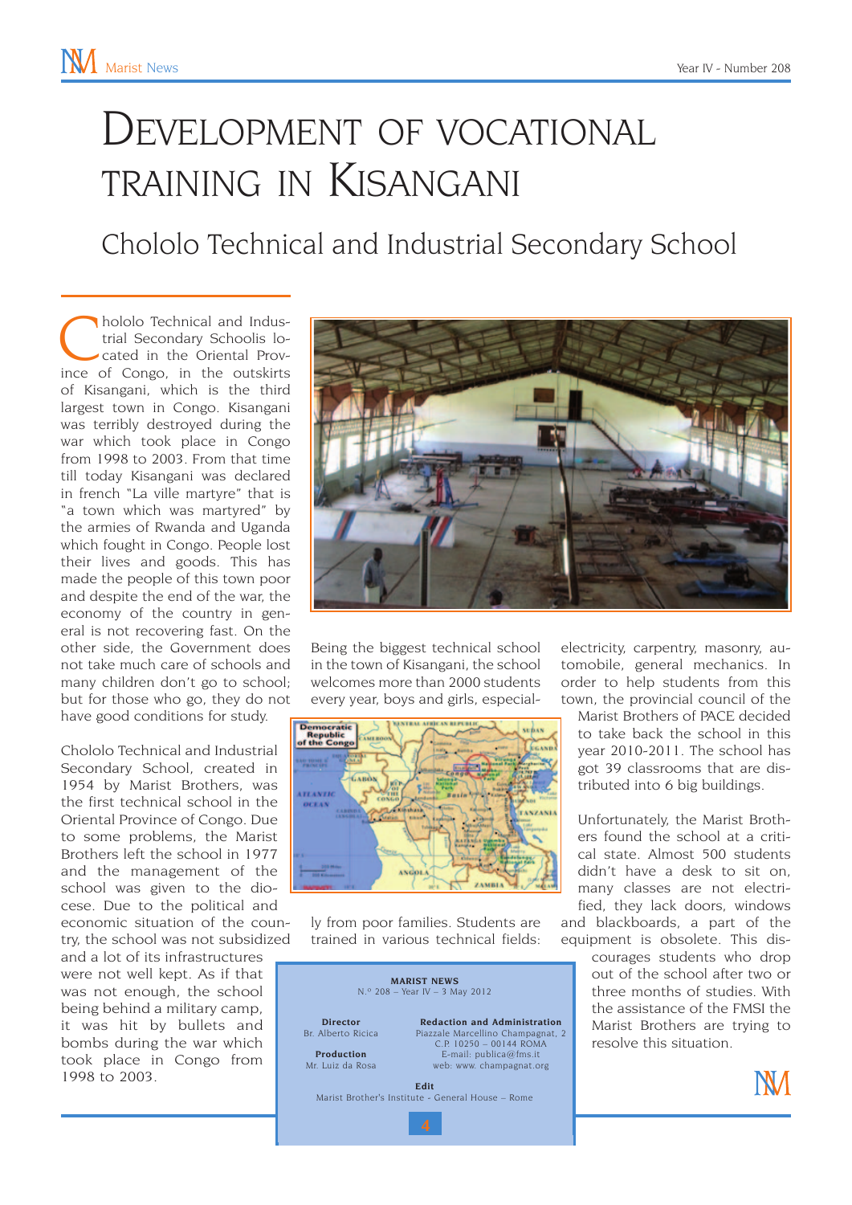# Development of vocational training in Kisangani

## Chololo Technical and Industrial Secondary School

Chololo Technical and Industrial Secondary Schoolis located in the Oriental Province of Congo, in the outskirts of Kisangani, which is the third largest town in Congo. Kisangani was terribly destroyed during the war which took place in Congo from 1998 to 2003. From that time till today Kisangani was declared in french "La ville martyre" that is "a town which was martyred" by the armies of Rwanda and Uganda which fought in Congo. People lost their lives and goods. This has made the people of this town poor and despite the end of the war, the economy of the country in general is not recovering fast. On the other side, the Government does not take much care of schools and many children don't go to school; but for those who go, they do not have good conditions for study.

Chololo Technical and Industrial Secondary School, created in 1954 by Marist Brothers, was the first technical school in the Oriental Province of Congo. Due to some problems, the Marist Brothers left the school in 1977 and the management of the school was given to the diocese. Due to the political and economic situation of the country, the school was not subsidized and a lot of its infrastructures were not well kept. As if that was not enough, the school being behind a military camp, it was hit by bullets and bombs during the war which took place in Congo from 1998 to 2003.

Being the biggest technical school in the town of Kisangani, the school welcomes more than 2000 students every year, boys and girls, especially from poor families. Students are trained in various technical fields: electricity, carpentry, masonry, automobile, general mechanics. In order to help students from this town, the provincial council of the Marist Brothers of PACE decided to take back the school in this year 2010-2011. The school has got 39 classrooms that are distributed into 6 big buildings.

Unfortunately, the Marist Brothers found the school at a critical state. Almost 500 students didn't have a desk to sit on, many classes are not electrified, they lack doors, windows and blackboards, a part of the equipment is obsolete. This discourages students who drop out of the school after two or three months of studies. With the assistance of the FMSI the Marist Brothers are trying to resolve this situation.

**MARIST NEWS**
N.º 208 – Year IV – 3 May 2012

**Director**
Br. Alberto Ricica

**Production**
Mr. Luiz da Rosa

**Redaction and Administration**
Piazzale Marcellino Champagnat, 2
C.P. 10250 – 00144 ROMA
E-mail: publica@fms.it
web: www. champagnat.org

**Edit**
Marist Brother's Institute - General House – Rome